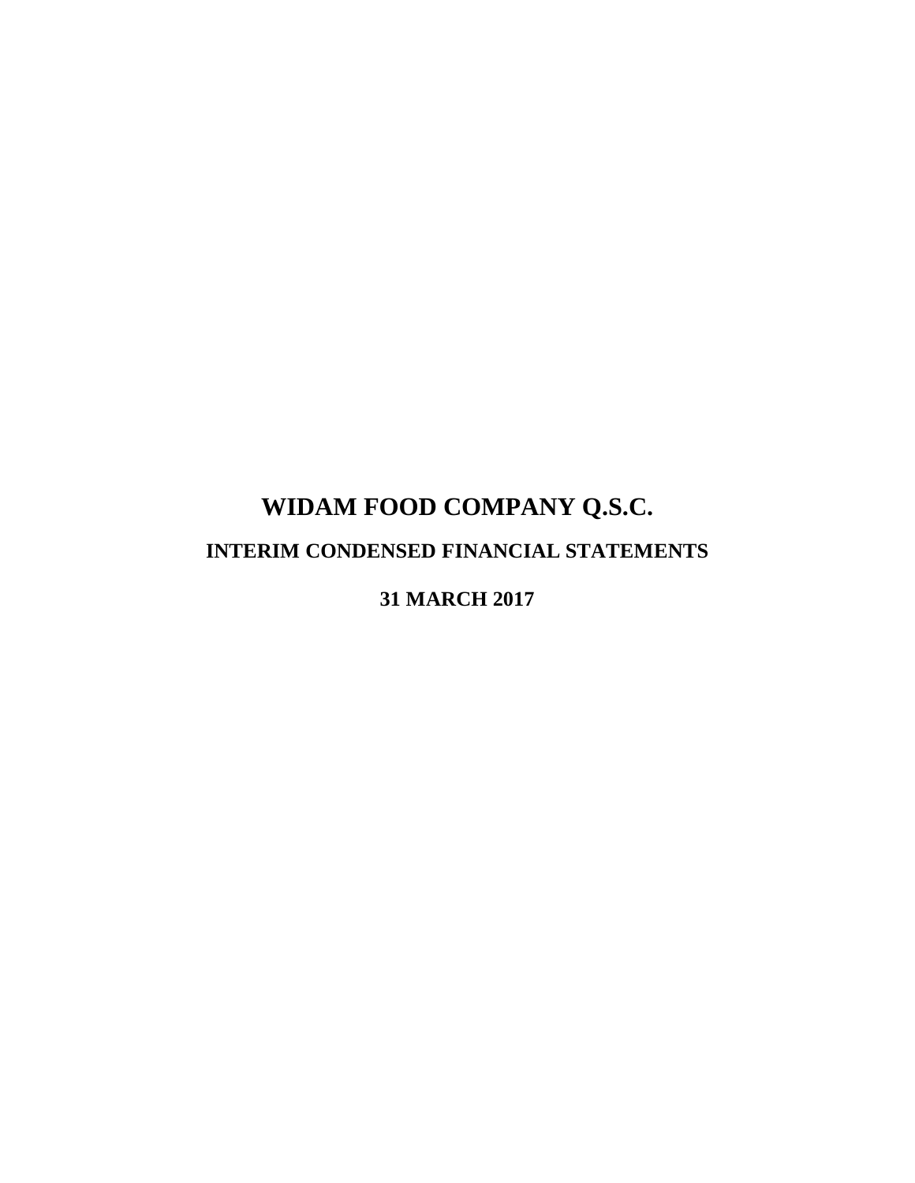# WIDAM FOOD COMPANY Q.S.C.

## INTERIM CONDENSED FINANCIAL STATEMENTS

## 31 MARCH 2017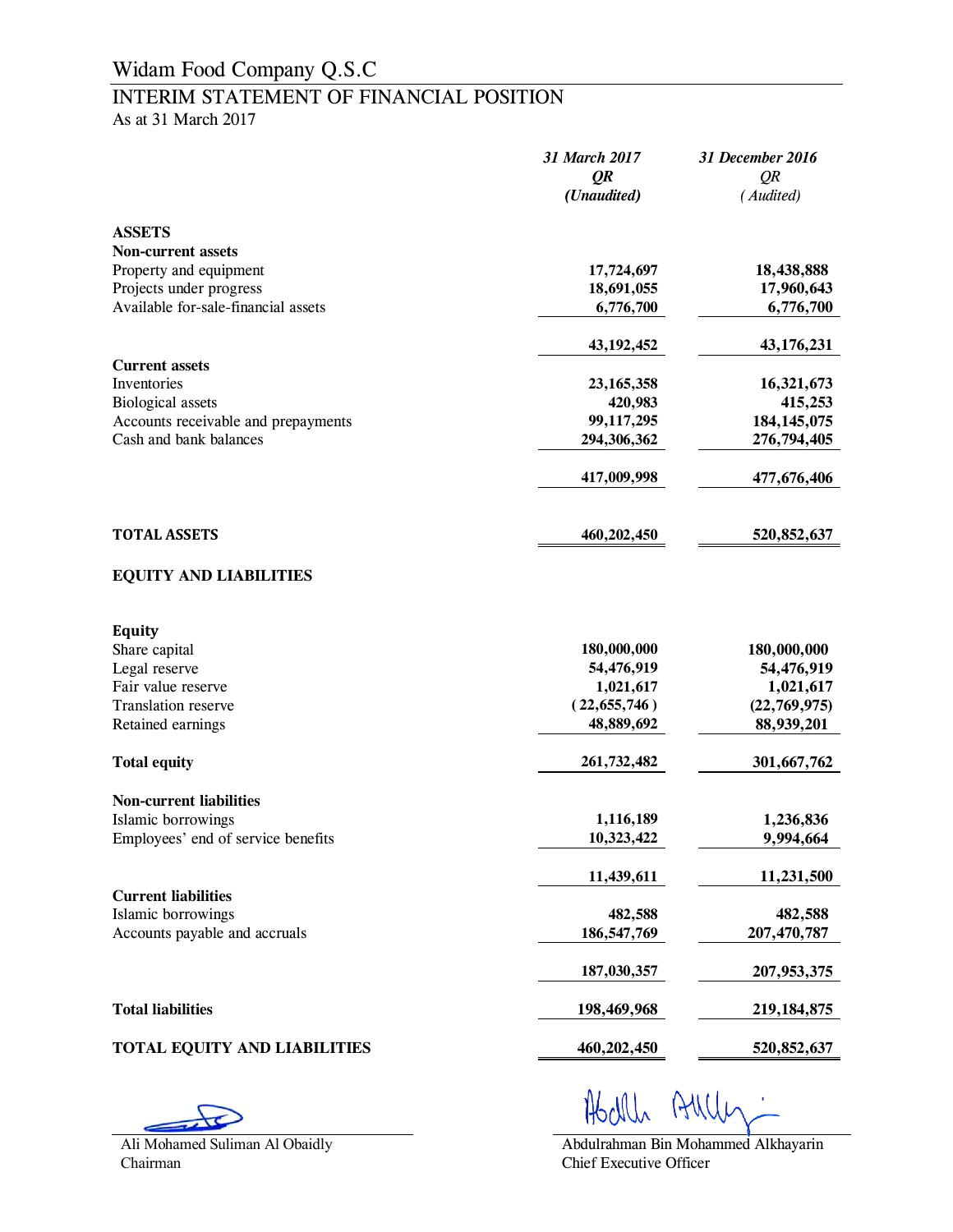# Widam Food Company Q.S.C

## INTERIM STATEMENT OF FINANCIAL POSITION

As at 31 March 2017

| | *31 March 2017*<br>*QR*<br>*(Unaudited)* | *31 December 2016*<br>*QR*<br>*(Audited)* |
|---|---|---|
| **ASSETS** | | |
| **Non-current assets** | | |
| Property and equipment | **17,724,697** | **18,438,888** |
| Projects under progress | **18,691,055** | **17,960,643** |
| Available for-sale-financial assets | **6,776,700** | **6,776,700** |
| | **43,192,452** | **43,176,231** |
| **Current assets** | | |
| Inventories | **23,165,358** | **16,321,673** |
| Biological assets | **420,983** | **415,253** |
| Accounts receivable and prepayments | **99,117,295** | **184,145,075** |
| Cash and bank balances | **294,306,362** | **276,794,405** |
| | **417,009,998** | **477,676,406** |
| **TOTAL ASSETS** | **460,202,450** | **520,852,637** |
| **EQUITY AND LIABILITIES** | | |
| **Equity** | | |
| Share capital | **180,000,000** | **180,000,000** |
| Legal reserve | **54,476,919** | **54,476,919** |
| Fair value reserve | **1,021,617** | **1,021,617** |
| Translation reserve | **( 22,655,746 )** | **(22,769,975)** |
| Retained earnings | **48,889,692** | **88,939,201** |
| **Total equity** | **261,732,482** | **301,667,762** |
| **Non-current liabilities** | | |
| Islamic borrowings | **1,116,189** | **1,236,836** |
| Employees' end of service benefits | **10,323,422** | **9,994,664** |
| | **11,439,611** | **11,231,500** |
| **Current liabilities** | | |
| Islamic borrowings | **482,588** | **482,588** |
| Accounts payable and accruals | **186,547,769** | **207,470,787** |
| | **187,030,357** | **207,953,375** |
| **Total liabilities** | **198,469,968** | **219,184,875** |
| **TOTAL EQUITY AND LIABILITIES** | **460,202,450** | **520,852,637** |

Ali Mohamed Suliman Al Obaidly
Chairman

Abdulrahman Bin Mohammed Alkhayarin
Chief Executive Officer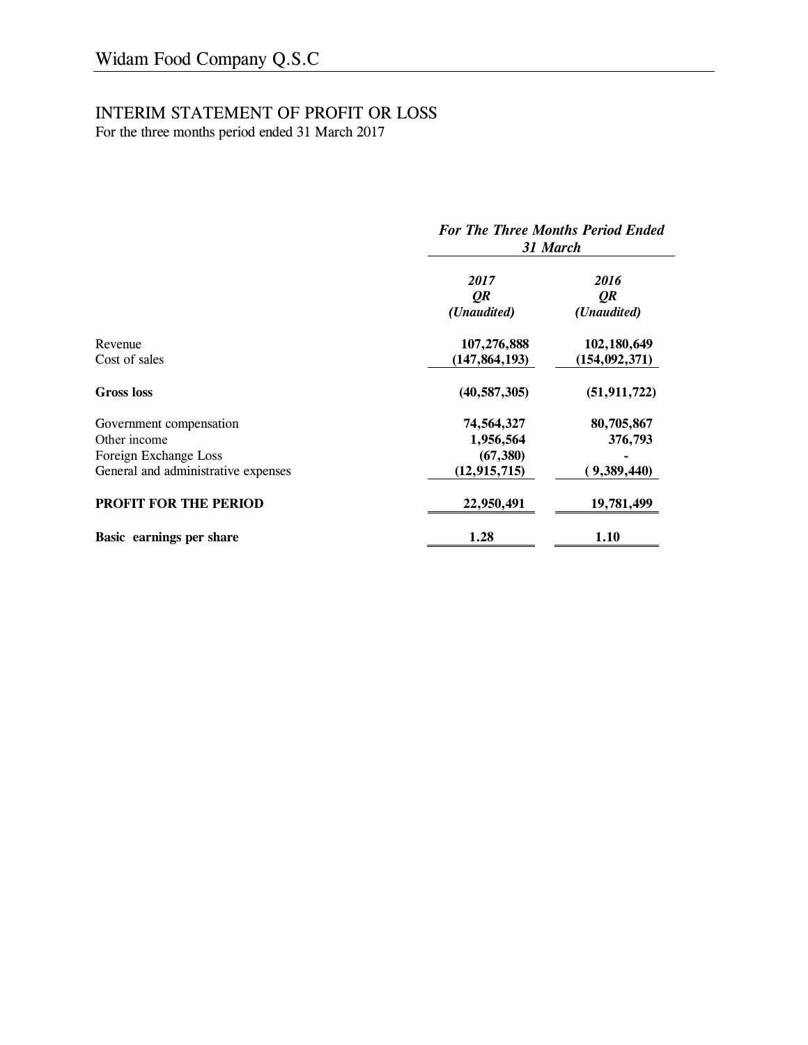# Widam Food Company Q.S.C

## INTERIM STATEMENT OF PROFIT OR LOSS

For the three months period ended 31 March 2017

| | *For The Three Months Period Ended 31 March* | |
|---|---|---|
| | ***2017*** | ***2016*** |
| | ***QR*** | ***QR*** |
| | ***(Unaudited)*** | ***(Unaudited)*** |
| Revenue | **107,276,888** | **102,180,649** |
| Cost of sales | **(147,864,193)** | **(154,092,371)** |
| **Gross loss** | **(40,587,305)** | **(51,911,722)** |
| Government compensation | **74,564,327** | **80,705,867** |
| Other income | **1,956,564** | **376,793** |
| Foreign Exchange Loss | **(67,380)** | **-** |
| General and administrative expenses | **(12,915,715)** | **( 9,389,440)** |
| **PROFIT FOR THE PERIOD** | **22,950,491** | **19,781,499** |
| **Basic earnings per share** | **1.28** | **1.10** |